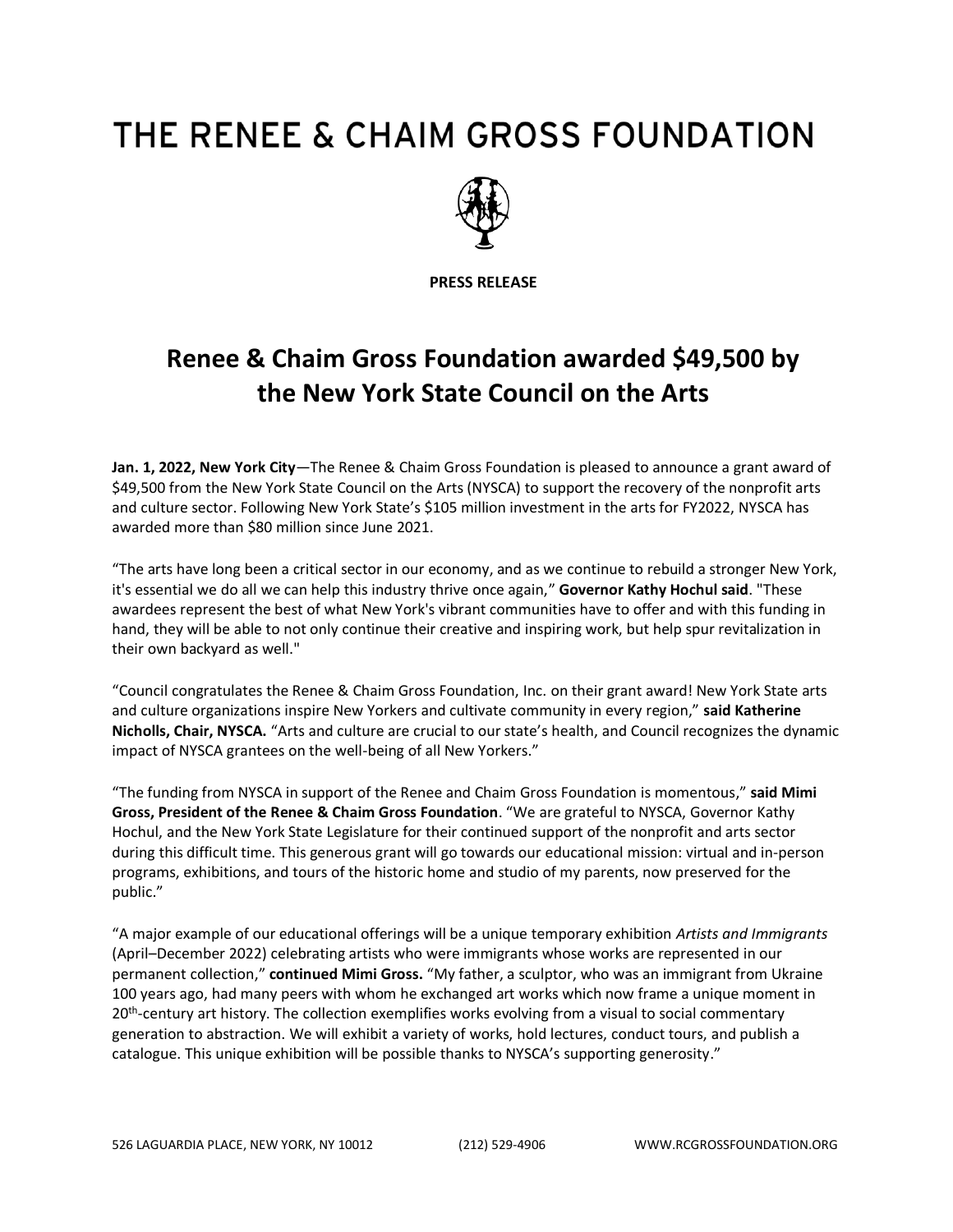# THE RENEE & CHAIM GROSS FOUNDATION

**PRESS RELEASE**

## Renee & Chaim Gross Foundation awarded $49,500 by the New York State Council on the Arts

**Jan. 1, 2022, New York City**—The Renee & Chaim Gross Foundation is pleased to announce a grant award of $49,500 from the New York State Council on the Arts (NYSCA) to support the recovery of the nonprofit arts and culture sector. Following New York State's $105 million investment in the arts for FY2022, NYSCA has awarded more than $80 million since June 2021.

"The arts have long been a critical sector in our economy, and as we continue to rebuild a stronger New York, it's essential we do all we can help this industry thrive once again," **Governor Kathy Hochul said**. "These awardees represent the best of what New York's vibrant communities have to offer and with this funding in hand, they will be able to not only continue their creative and inspiring work, but help spur revitalization in their own backyard as well."

"Council congratulates the Renee & Chaim Gross Foundation, Inc. on their grant award! New York State arts and culture organizations inspire New Yorkers and cultivate community in every region," **said Katherine Nicholls, Chair, NYSCA.** "Arts and culture are crucial to our state's health, and Council recognizes the dynamic impact of NYSCA grantees on the well-being of all New Yorkers."

"The funding from NYSCA in support of the Renee and Chaim Gross Foundation is momentous," **said Mimi Gross, President of the Renee & Chaim Gross Foundation**. "We are grateful to NYSCA, Governor Kathy Hochul, and the New York State Legislature for their continued support of the nonprofit and arts sector during this difficult time. This generous grant will go towards our educational mission: virtual and in-person programs, exhibitions, and tours of the historic home and studio of my parents, now preserved for the public."

"A major example of our educational offerings will be a unique temporary exhibition *Artists and Immigrants* (April–December 2022) celebrating artists who were immigrants whose works are represented in our permanent collection," **continued Mimi Gross.** "My father, a sculptor, who was an immigrant from Ukraine 100 years ago, had many peers with whom he exchanged art works which now frame a unique moment in 20th-century art history. The collection exemplifies works evolving from a visual to social commentary generation to abstraction. We will exhibit a variety of works, hold lectures, conduct tours, and publish a catalogue. This unique exhibition will be possible thanks to NYSCA's supporting generosity."

526 LAGUARDIA PLACE, NEW YORK, NY 10012 (212) 529-4906 WWW.RCGROSSFOUNDATION.ORG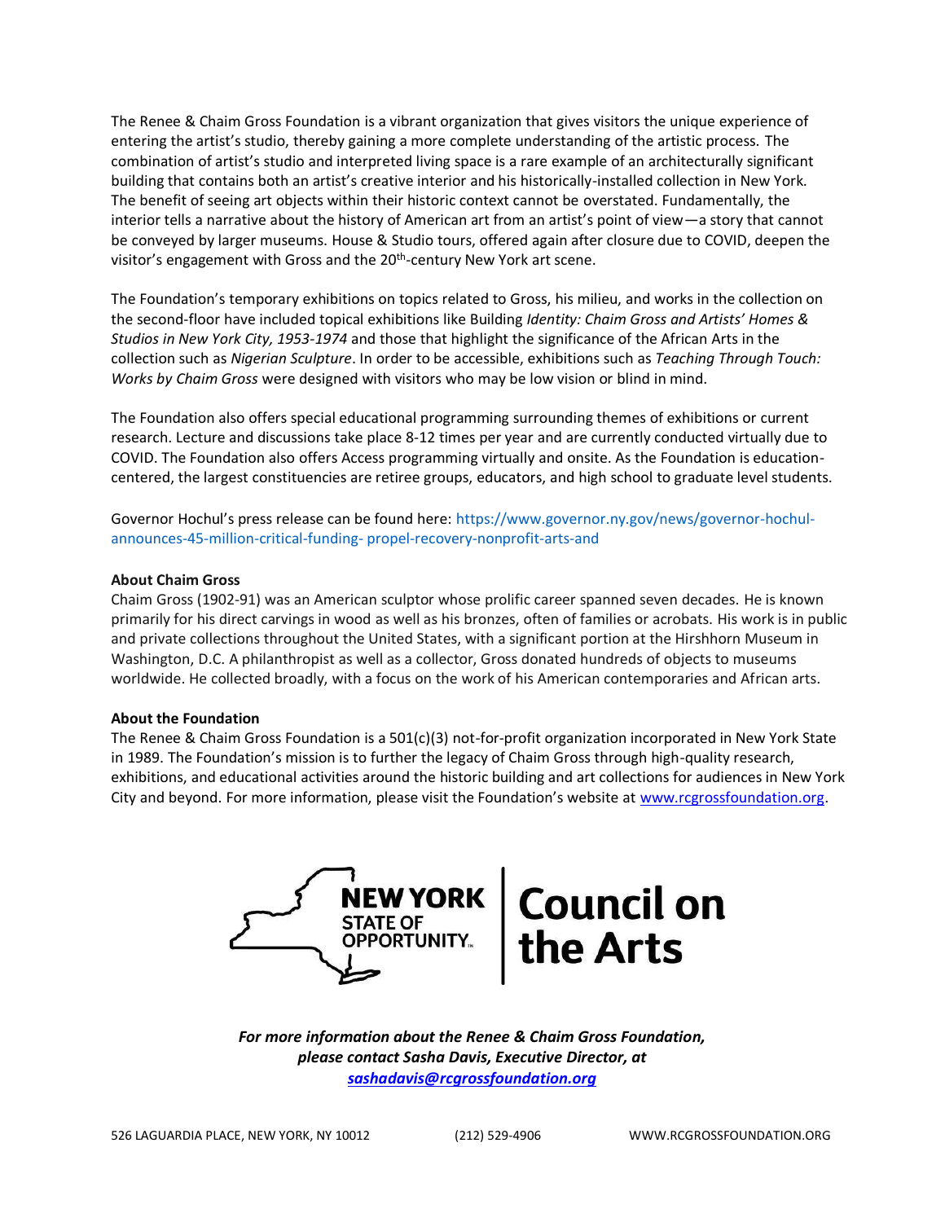The Renee & Chaim Gross Foundation is a vibrant organization that gives visitors the unique experience of entering the artist's studio, thereby gaining a more complete understanding of the artistic process. The combination of artist's studio and interpreted living space is a rare example of an architecturally significant building that contains both an artist's creative interior and his historically-installed collection in New York. The benefit of seeing art objects within their historic context cannot be overstated. Fundamentally, the interior tells a narrative about the history of American art from an artist's point of view—a story that cannot be conveyed by larger museums. House & Studio tours, offered again after closure due to COVID, deepen the visitor's engagement with Gross and the 20th-century New York art scene.

The Foundation's temporary exhibitions on topics related to Gross, his milieu, and works in the collection on the second-floor have included topical exhibitions like Building *Identity: Chaim Gross and Artists' Homes & Studios in New York City, 1953-1974* and those that highlight the significance of the African Arts in the collection such as *Nigerian Sculpture*. In order to be accessible, exhibitions such as *Teaching Through Touch: Works by Chaim Gross* were designed with visitors who may be low vision or blind in mind.

The Foundation also offers special educational programming surrounding themes of exhibitions or current research. Lecture and discussions take place 8-12 times per year and are currently conducted virtually due to COVID. The Foundation also offers Access programming virtually and onsite. As the Foundation is education-centered, the largest constituencies are retiree groups, educators, and high school to graduate level students.

Governor Hochul's press release can be found here: https://www.governor.ny.gov/news/governor-hochul-announces-45-million-critical-funding- propel-recovery-nonprofit-arts-and

**About Chaim Gross**

Chaim Gross (1902-91) was an American sculptor whose prolific career spanned seven decades. He is known primarily for his direct carvings in wood as well as his bronzes, often of families or acrobats. His work is in public and private collections throughout the United States, with a significant portion at the Hirshhorn Museum in Washington, D.C. A philanthropist as well as a collector, Gross donated hundreds of objects to museums worldwide. He collected broadly, with a focus on the work of his American contemporaries and African arts.

**About the Foundation**

The Renee & Chaim Gross Foundation is a 501(c)(3) not-for-profit organization incorporated in New York State in 1989. The Foundation's mission is to further the legacy of Chaim Gross through high-quality research, exhibitions, and educational activities around the historic building and art collections for audiences in New York City and beyond. For more information, please visit the Foundation's website at www.rcgrossfoundation.org.

NEW YORK STATE OF OPPORTUNITY. | Council on the Arts

***For more information about the Renee & Chaim Gross Foundation, please contact Sasha Davis, Executive Director, at sashadavis@rcgrossfoundation.org***

526 LAGUARDIA PLACE, NEW YORK, NY 10012 (212) 529-4906 WWW.RCGROSSFOUNDATION.ORG